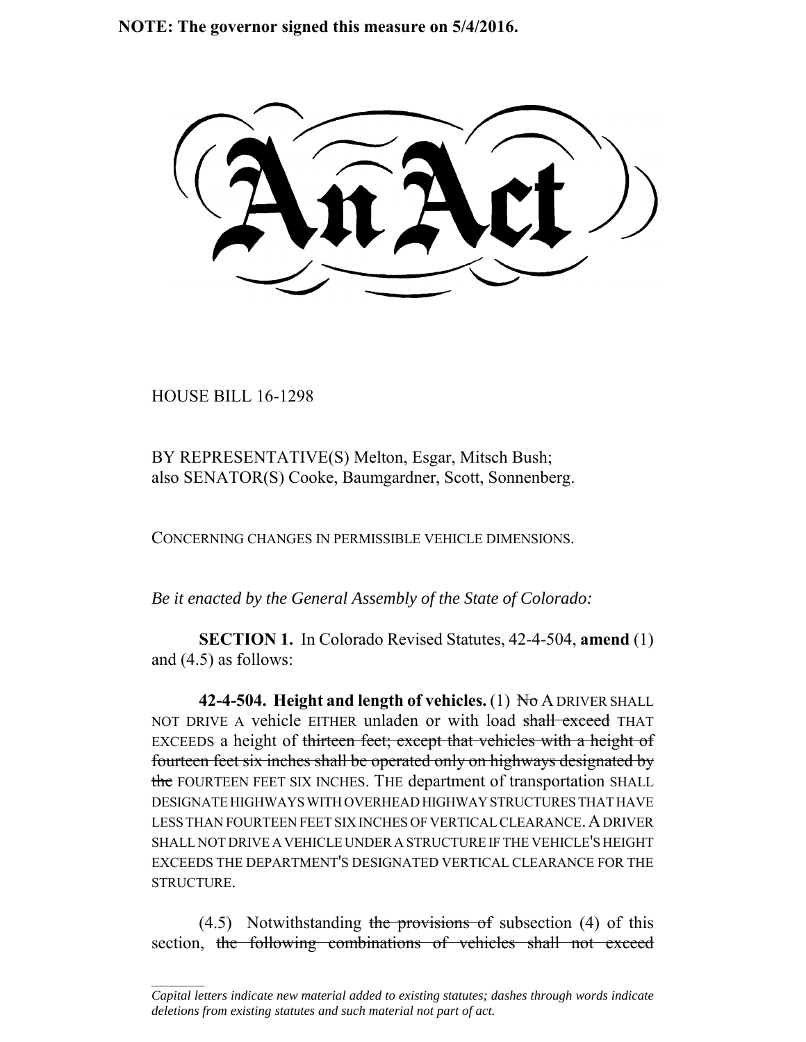**NOTE: The governor signed this measure on 5/4/2016.**

# An Act

HOUSE BILL 16-1298

BY REPRESENTATIVE(S) Melton, Esgar, Mitsch Bush;
also SENATOR(S) Cooke, Baumgardner, Scott, Sonnenberg.

CONCERNING CHANGES IN PERMISSIBLE VEHICLE DIMENSIONS.

*Be it enacted by the General Assembly of the State of Colorado:*

**SECTION 1.** In Colorado Revised Statutes, 42-4-504, **amend** (1) and (4.5) as follows:

**42-4-504. Height and length of vehicles.** (1) ~~No~~ A DRIVER SHALL NOT DRIVE A vehicle EITHER unladen or with load ~~shall exceed~~ THAT EXCEEDS a height of ~~thirteen feet; except that vehicles with a height of fourteen feet six inches shall be operated only on highways designated by the~~ FOURTEEN FEET SIX INCHES. THE department of transportation SHALL DESIGNATE HIGHWAYS WITH OVERHEAD HIGHWAY STRUCTURES THAT HAVE LESS THAN FOURTEEN FEET SIX INCHES OF VERTICAL CLEARANCE. A DRIVER SHALL NOT DRIVE A VEHICLE UNDER A STRUCTURE IF THE VEHICLE'S HEIGHT EXCEEDS THE DEPARTMENT'S DESIGNATED VERTICAL CLEARANCE FOR THE STRUCTURE.

(4.5) Notwithstanding ~~the provisions of~~ subsection (4) of this section, ~~the following combinations of vehicles shall not exceed~~

*Capital letters indicate new material added to existing statutes; dashes through words indicate deletions from existing statutes and such material not part of act.*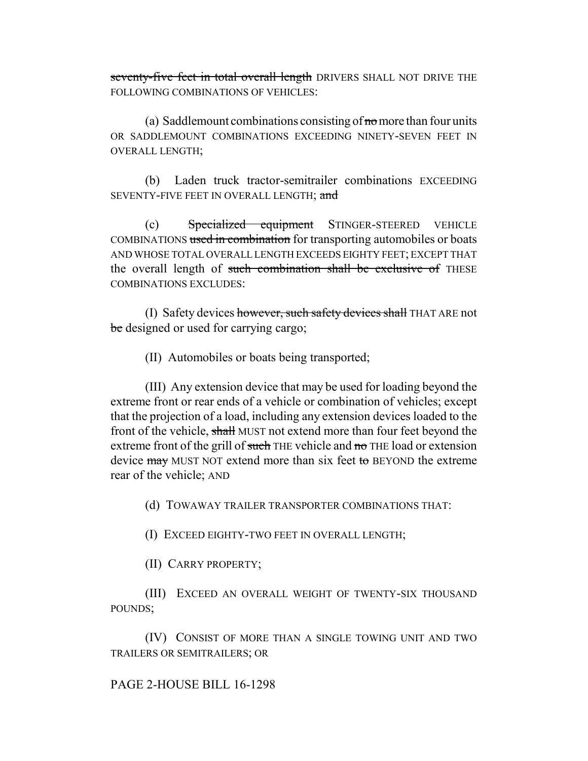~~seventy-five feet in total overall length~~ DRIVERS SHALL NOT DRIVE THE FOLLOWING COMBINATIONS OF VEHICLES:

(a) Saddlemount combinations consisting of ~~no~~ more than four units OR SADDLEMOUNT COMBINATIONS EXCEEDING NINETY-SEVEN FEET IN OVERALL LENGTH;

(b) Laden truck tractor-semitrailer combinations EXCEEDING SEVENTY-FIVE FEET IN OVERALL LENGTH; ~~and~~

(c) ~~Specialized equipment~~ STINGER-STEERED VEHICLE COMBINATIONS ~~used in combination~~ for transporting automobiles or boats AND WHOSE TOTAL OVERALL LENGTH EXCEEDS EIGHTY FEET; EXCEPT THAT the overall length of ~~such combination shall be exclusive of~~ THESE COMBINATIONS EXCLUDES:

(I) Safety devices ~~however, such safety devices shall~~ THAT ARE not ~~be~~ designed or used for carrying cargo;

(II) Automobiles or boats being transported;

(III) Any extension device that may be used for loading beyond the extreme front or rear ends of a vehicle or combination of vehicles; except that the projection of a load, including any extension devices loaded to the front of the vehicle, ~~shall~~ MUST not extend more than four feet beyond the extreme front of the grill of ~~such~~ THE vehicle and ~~no~~ THE load or extension device ~~may~~ MUST NOT extend more than six feet ~~to~~ BEYOND the extreme rear of the vehicle; AND

(d) TOWAWAY TRAILER TRANSPORTER COMBINATIONS THAT:

(I) EXCEED EIGHTY-TWO FEET IN OVERALL LENGTH;

(II) CARRY PROPERTY;

(III) EXCEED AN OVERALL WEIGHT OF TWENTY-SIX THOUSAND POUNDS;

(IV) CONSIST OF MORE THAN A SINGLE TOWING UNIT AND TWO TRAILERS OR SEMITRAILERS; OR

PAGE 2-HOUSE BILL 16-1298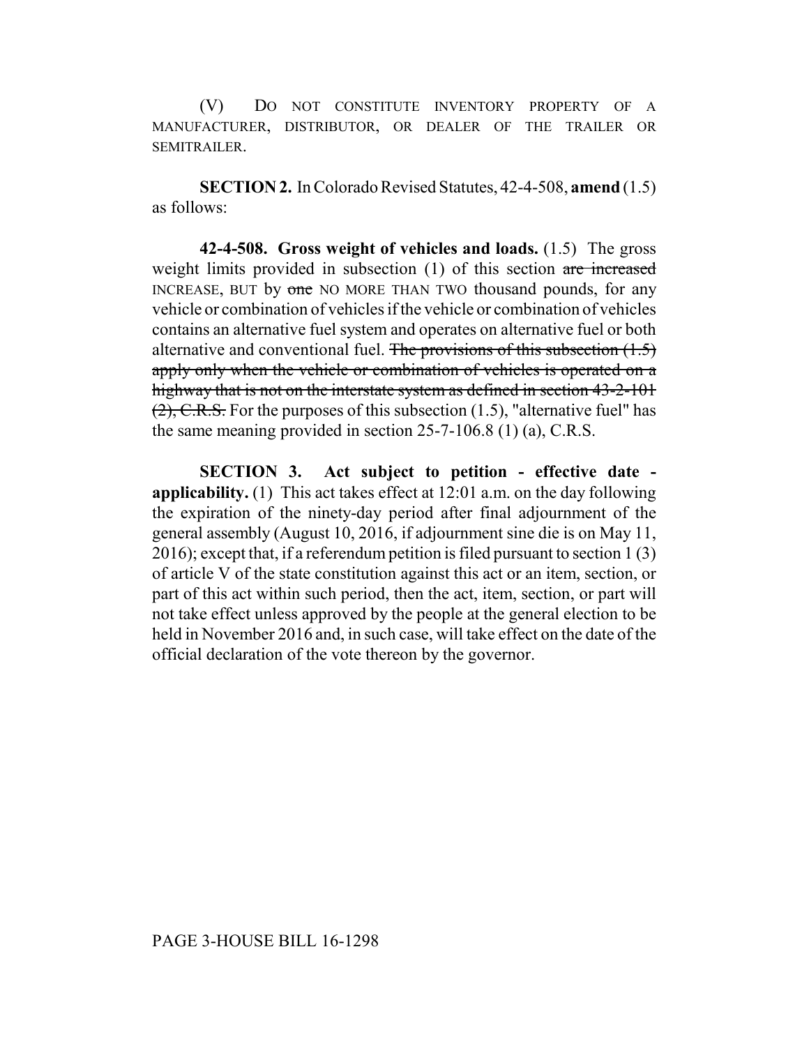(V) DO NOT CONSTITUTE INVENTORY PROPERTY OF A MANUFACTURER, DISTRIBUTOR, OR DEALER OF THE TRAILER OR SEMITRAILER.

**SECTION 2.** In Colorado Revised Statutes, 42-4-508, **amend** (1.5) as follows:

**42-4-508. Gross weight of vehicles and loads.** (1.5) The gross weight limits provided in subsection (1) of this section ~~are increased~~ INCREASE, BUT by ~~one~~ NO MORE THAN TWO thousand pounds, for any vehicle or combination of vehicles if the vehicle or combination of vehicles contains an alternative fuel system and operates on alternative fuel or both alternative and conventional fuel. ~~The provisions of this subsection (1.5) apply only when the vehicle or combination of vehicles is operated on a highway that is not on the interstate system as defined in section 43-2-101 (2), C.R.S.~~ For the purposes of this subsection (1.5), "alternative fuel" has the same meaning provided in section 25-7-106.8 (1) (a), C.R.S.

**SECTION 3. Act subject to petition - effective date - applicability.** (1) This act takes effect at 12:01 a.m. on the day following the expiration of the ninety-day period after final adjournment of the general assembly (August 10, 2016, if adjournment sine die is on May 11, 2016); except that, if a referendum petition is filed pursuant to section 1 (3) of article V of the state constitution against this act or an item, section, or part of this act within such period, then the act, item, section, or part will not take effect unless approved by the people at the general election to be held in November 2016 and, in such case, will take effect on the date of the official declaration of the vote thereon by the governor.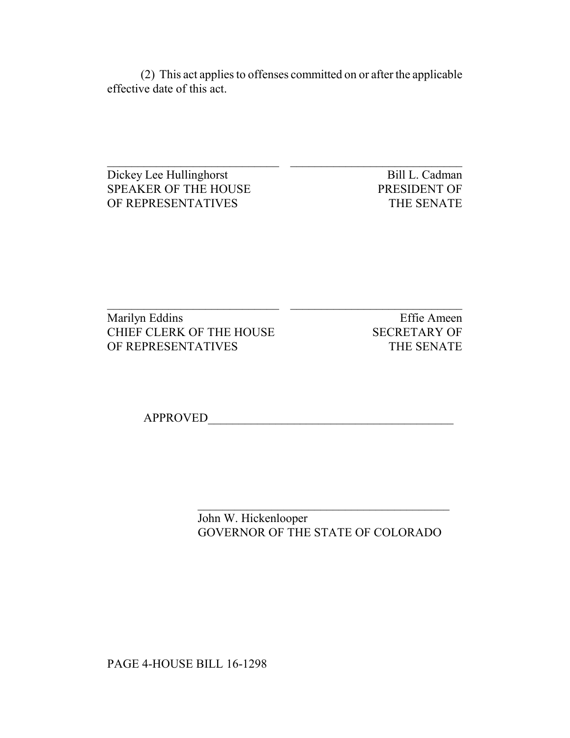(2) This act applies to offenses committed on or after the applicable effective date of this act.

\_\_\_\_\_\_\_\_\_\_\_\_\_\_\_\_\_\_\_\_\_\_\_\_\_\_\_\_
Dickey Lee Hullinghorst
SPEAKER OF THE HOUSE
OF REPRESENTATIVES

\_\_\_\_\_\_\_\_\_\_\_\_\_\_\_\_\_\_\_\_\_\_\_\_\_\_\_\_
Bill L. Cadman
PRESIDENT OF
THE SENATE

\_\_\_\_\_\_\_\_\_\_\_\_\_\_\_\_\_\_\_\_\_\_\_\_\_\_\_\_
Marilyn Eddins
CHIEF CLERK OF THE HOUSE
OF REPRESENTATIVES

\_\_\_\_\_\_\_\_\_\_\_\_\_\_\_\_\_\_\_\_\_\_\_\_\_\_\_\_
Effie Ameen
SECRETARY OF
THE SENATE

APPROVED\_\_\_\_\_\_\_\_\_\_\_\_\_\_\_\_\_\_\_\_\_\_\_\_\_\_\_\_\_\_\_\_\_\_\_\_\_\_\_\_

\_\_\_\_\_\_\_\_\_\_\_\_\_\_\_\_\_\_\_\_\_\_\_\_\_\_\_\_\_\_\_\_\_\_\_\_\_\_\_\_
John W. Hickenlooper
GOVERNOR OF THE STATE OF COLORADO

PAGE 4-HOUSE BILL 16-1298